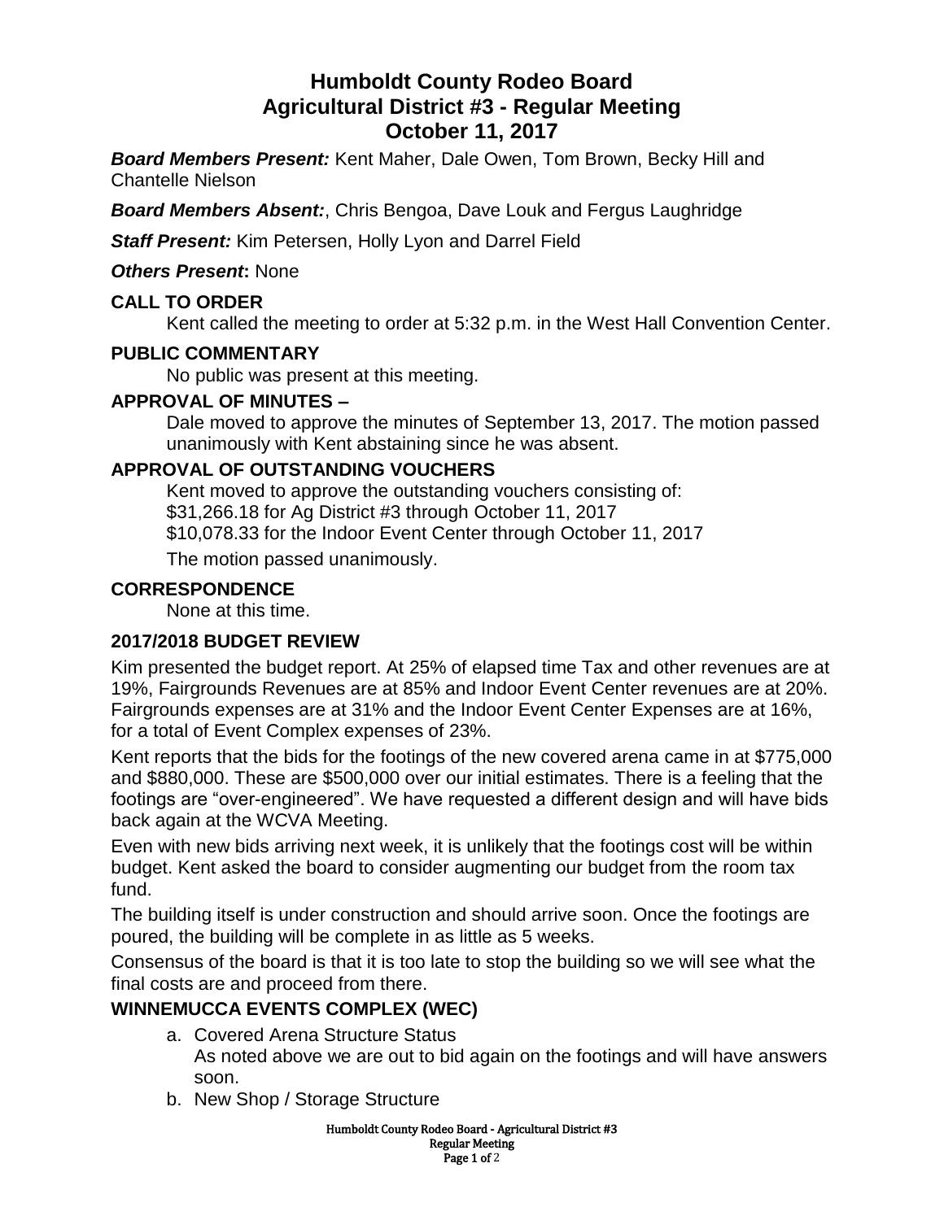# Humboldt County Rodeo Board
# Agricultural District #3 - Regular Meeting
# October 11, 2017

***Board Members Present:*** Kent Maher, Dale Owen, Tom Brown, Becky Hill and Chantelle Nielson

***Board Members Absent:***, Chris Bengoa, Dave Louk and Fergus Laughridge

***Staff Present:*** Kim Petersen, Holly Lyon and Darrel Field

***Others Present*:** None

## CALL TO ORDER

Kent called the meeting to order at 5:32 p.m. in the West Hall Convention Center.

## PUBLIC COMMENTARY

No public was present at this meeting.

## APPROVAL OF MINUTES –

Dale moved to approve the minutes of September 13, 2017. The motion passed unanimously with Kent abstaining since he was absent.

## APPROVAL OF OUTSTANDING VOUCHERS

Kent moved to approve the outstanding vouchers consisting of:
$31,266.18 for Ag District #3 through October 11, 2017
$10,078.33 for the Indoor Event Center through October 11, 2017

The motion passed unanimously.

## CORRESPONDENCE

None at this time.

## 2017/2018 BUDGET REVIEW

Kim presented the budget report. At 25% of elapsed time Tax and other revenues are at 19%, Fairgrounds Revenues are at 85% and Indoor Event Center revenues are at 20%. Fairgrounds expenses are at 31% and the Indoor Event Center Expenses are at 16%, for a total of Event Complex expenses of 23%.

Kent reports that the bids for the footings of the new covered arena came in at $775,000 and $880,000. These are $500,000 over our initial estimates. There is a feeling that the footings are "over-engineered". We have requested a different design and will have bids back again at the WCVA Meeting.

Even with new bids arriving next week, it is unlikely that the footings cost will be within budget. Kent asked the board to consider augmenting our budget from the room tax fund.

The building itself is under construction and should arrive soon. Once the footings are poured, the building will be complete in as little as 5 weeks.

Consensus of the board is that it is too late to stop the building so we will see what the final costs are and proceed from there.

## WINNEMUCCA EVENTS COMPLEX (WEC)

a. Covered Arena Structure Status
   As noted above we are out to bid again on the footings and will have answers soon.
b. New Shop / Storage Structure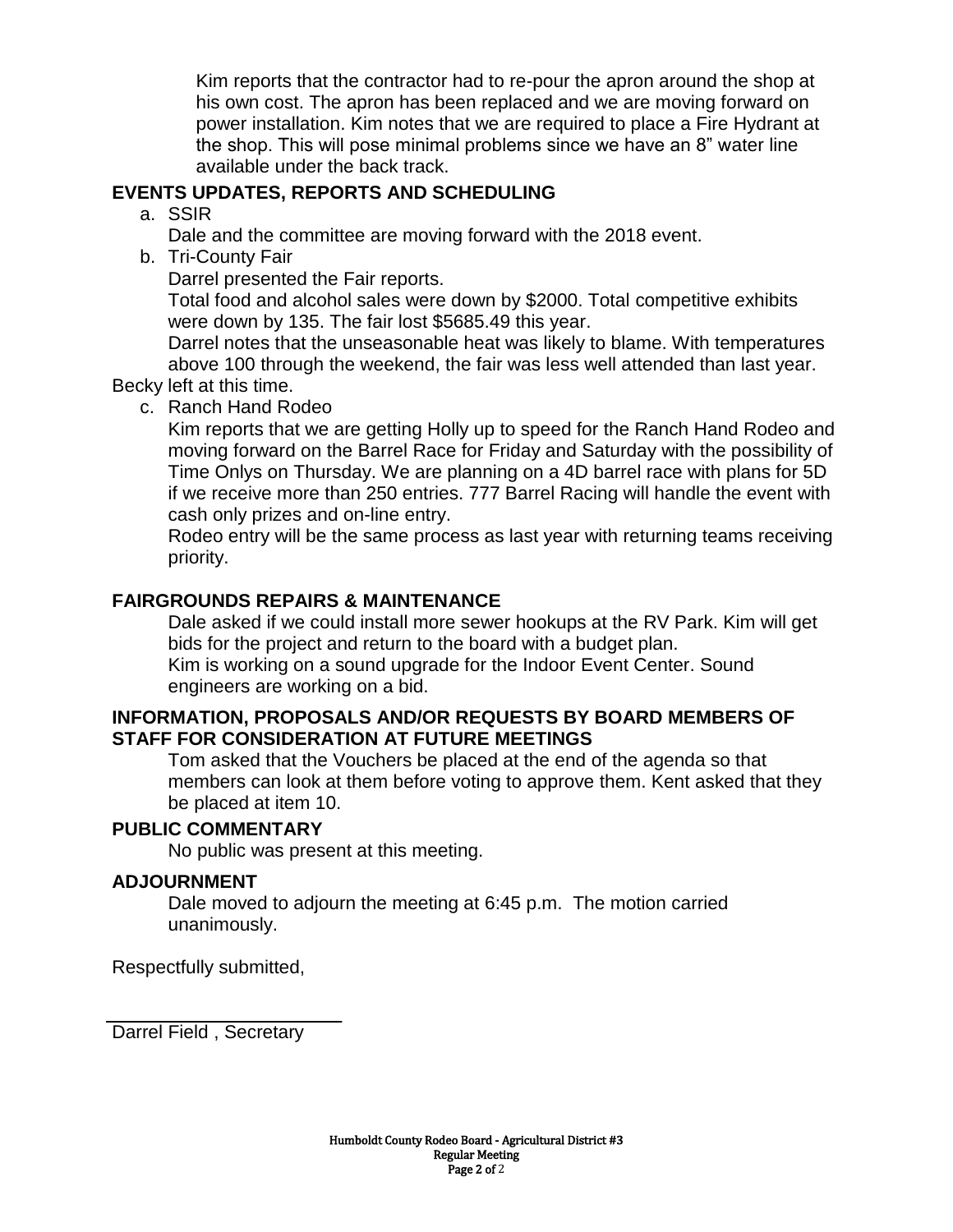Kim reports that the contractor had to re-pour the apron around the shop at his own cost. The apron has been replaced and we are moving forward on power installation. Kim notes that we are required to place a Fire Hydrant at the shop. This will pose minimal problems since we have an 8" water line available under the back track.

## EVENTS UPDATES, REPORTS AND SCHEDULING

a. SSIR

Dale and the committee are moving forward with the 2018 event.

b. Tri-County Fair

Darrel presented the Fair reports.

Total food and alcohol sales were down by $2000. Total competitive exhibits were down by 135. The fair lost $5685.49 this year.

Darrel notes that the unseasonable heat was likely to blame. With temperatures above 100 through the weekend, the fair was less well attended than last year.

Becky left at this time.

c. Ranch Hand Rodeo

Kim reports that we are getting Holly up to speed for the Ranch Hand Rodeo and moving forward on the Barrel Race for Friday and Saturday with the possibility of Time Onlys on Thursday. We are planning on a 4D barrel race with plans for 5D if we receive more than 250 entries. 777 Barrel Racing will handle the event with cash only prizes and on-line entry.

Rodeo entry will be the same process as last year with returning teams receiving priority.

## FAIRGROUNDS REPAIRS & MAINTENANCE

Dale asked if we could install more sewer hookups at the RV Park. Kim will get bids for the project and return to the board with a budget plan.

Kim is working on a sound upgrade for the Indoor Event Center. Sound engineers are working on a bid.

## INFORMATION, PROPOSALS AND/OR REQUESTS BY BOARD MEMBERS OF STAFF FOR CONSIDERATION AT FUTURE MEETINGS

Tom asked that the Vouchers be placed at the end of the agenda so that members can look at them before voting to approve them. Kent asked that they be placed at item 10.

## PUBLIC COMMENTARY

No public was present at this meeting.

## ADJOURNMENT

Dale moved to adjourn the meeting at 6:45 p.m. The motion carried unanimously.

Respectfully submitted,

Darrel Field , Secretary